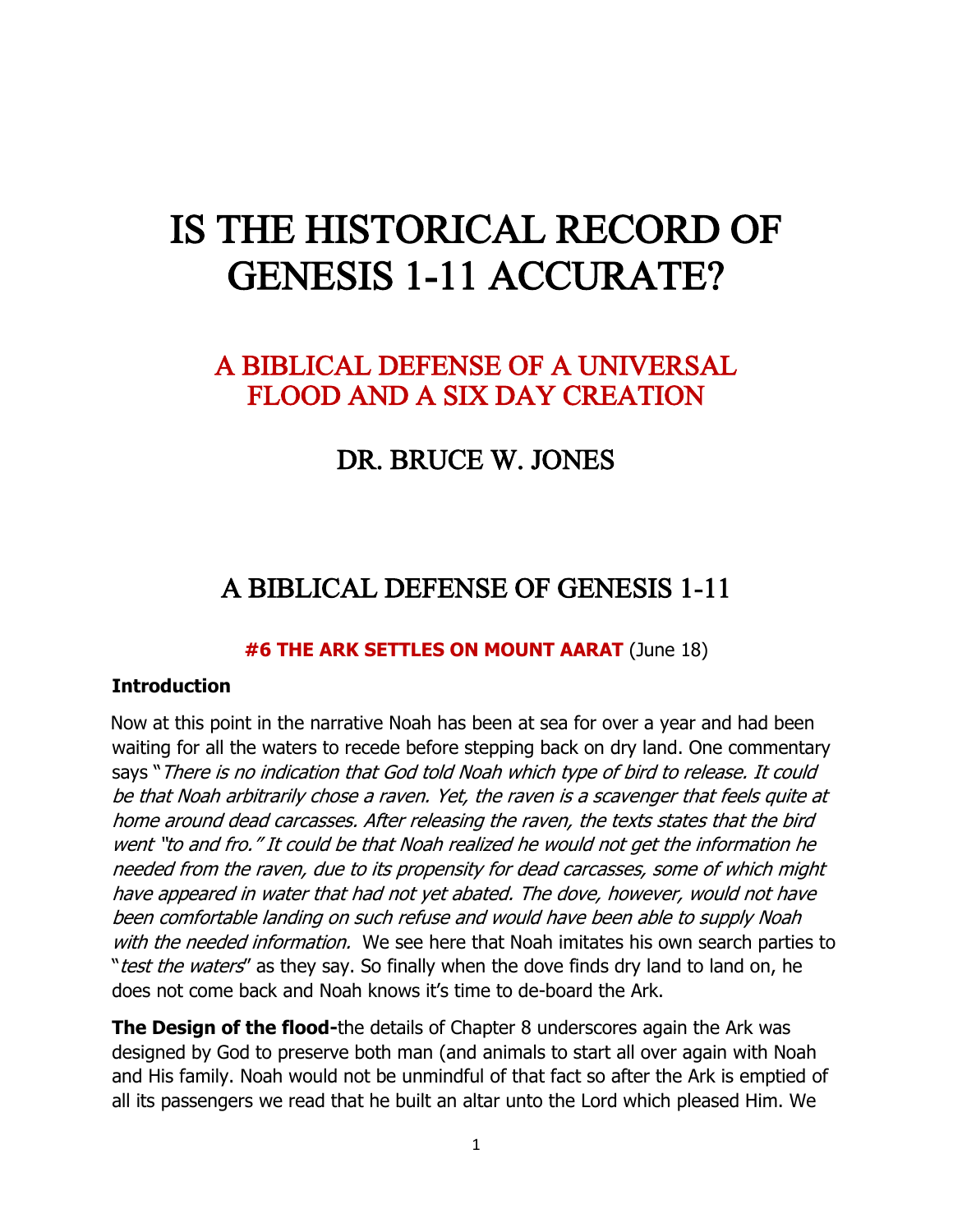# IS THE HISTORICAL RECORD OF GENESIS 1-11 ACCURATE?

## A BIBLICAL DEFENSE OF A UNIVERSAL FLOOD AND A SIX DAY CREATION

## DR. BRUCE W. JONES

## A BIBLICAL DEFENSE OF GENESIS 1-11

**#6 THE ARK SETTLES ON MOUNT AARAT** (June 18)

### Introduction

Now at this point in the narrative Noah has been at sea for over a year and had been waiting for all the waters to recede before stepping back on dry land. One commentary says "*There is no indication that God told Noah which type of bird to release. It could be that Noah arbitrarily chose a raven. Yet, the raven is a scavenger that feels quite at home around dead carcasses. After releasing the raven, the texts states that the bird went "to and fro." It could be that Noah realized he would not get the information he needed from the raven, due to its propensity for dead carcasses, some of which might have appeared in water that had not yet abated. The dove, however, would not have been comfortable landing on such refuse and would have been able to supply Noah with the needed information.* We see here that Noah imitates his own search parties to "*test the waters*" as they say. So finally when the dove finds dry land to land on, he does not come back and Noah knows it's time to de-board the Ark.

**The Design of the flood-**the details of Chapter 8 underscores again the Ark was designed by God to preserve both man (and animals to start all over again with Noah and His family. Noah would not be unmindful of that fact so after the Ark is emptied of all its passengers we read that he built an altar unto the Lord which pleased Him. We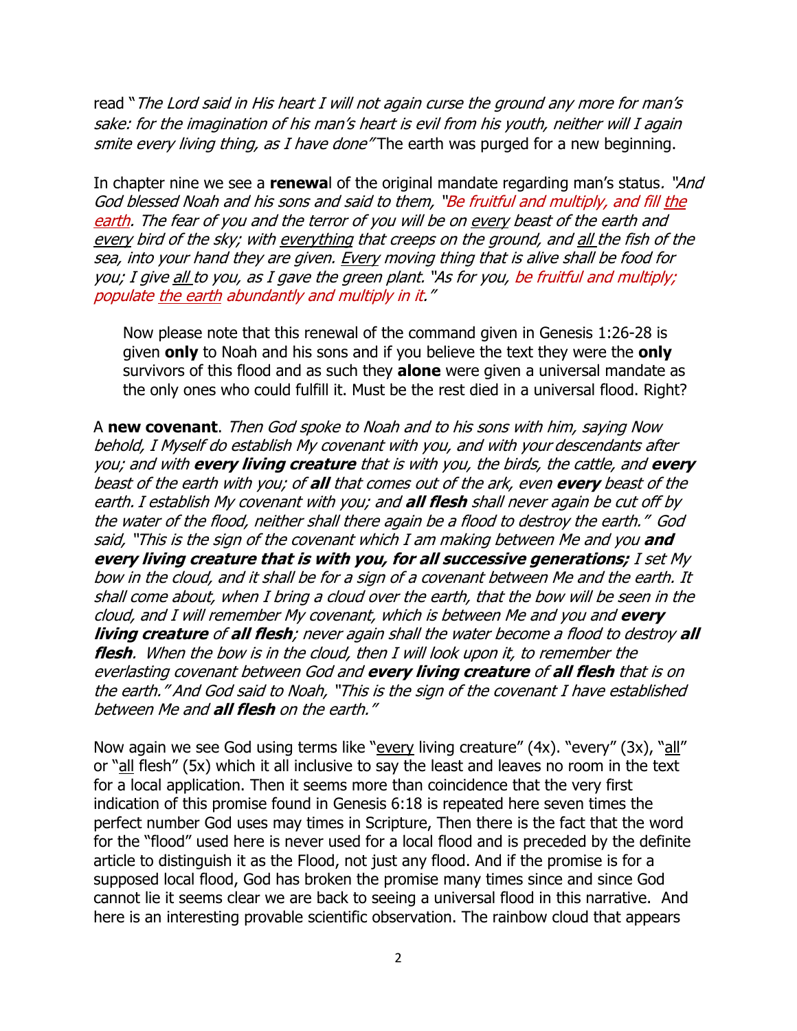read "*The Lord said in His heart I will not again curse the ground any more for man's sake: for the imagination of his man's heart is evil from his youth, neither will I again smite every living thing, as I have done"* The earth was purged for a new beginning.

In chapter nine we see a **renewa**l of the original mandate regarding man's status*. "And God blessed Noah and his sons and said to them, "Be fruitful and multiply, and fill the earth. The fear of you and the terror of you will be on every beast of the earth and every bird of the sky; with everything that creeps on the ground, and all the fish of the sea, into your hand they are given. Every moving thing that is alive shall be food for you; I give all to you, as I gave the green plant. "As for you, be fruitful and multiply; populate the earth abundantly and multiply in it."*

> Now please note that this renewal of the command given in Genesis 1:26-28 is given **only** to Noah and his sons and if you believe the text they were the **only** survivors of this flood and as such they **alone** were given a universal mandate as the only ones who could fulfill it. Must be the rest died in a universal flood. Right?

A **new covenant**. *Then God spoke to Noah and to his sons with him, saying Now behold, I Myself do establish My covenant with you, and with your descendants after you; and with **every living creature** that is with you, the birds, the cattle, and **every** beast of the earth with you; of **all** that comes out of the ark, even **every** beast of the earth. I establish My covenant with you; and **all flesh** shall never again be cut off by the water of the flood, neither shall there again be a flood to destroy the earth." God said, "This is the sign of the covenant which I am making between Me and you **and every living creature that is with you, for all successive generations;** I set My bow in the cloud, and it shall be for a sign of a covenant between Me and the earth. It shall come about, when I bring a cloud over the earth, that the bow will be seen in the cloud, and I will remember My covenant, which is between Me and you and **every living creature** of **all flesh**; never again shall the water become a flood to destroy **all flesh**. When the bow is in the cloud, then I will look upon it, to remember the everlasting covenant between God and **every living creature** of **all flesh** that is on the earth." And God said to Noah, "This is the sign of the covenant I have established between Me and **all flesh** on the earth."*

Now again we see God using terms like "every living creature" (4x). "every" (3x), "all" or "all flesh" (5x) which it all inclusive to say the least and leaves no room in the text for a local application. Then it seems more than coincidence that the very first indication of this promise found in Genesis 6:18 is repeated here seven times the perfect number God uses may times in Scripture, Then there is the fact that the word for the "flood" used here is never used for a local flood and is preceded by the definite article to distinguish it as the Flood, not just any flood. And if the promise is for a supposed local flood, God has broken the promise many times since and since God cannot lie it seems clear we are back to seeing a universal flood in this narrative. And here is an interesting provable scientific observation. The rainbow cloud that appears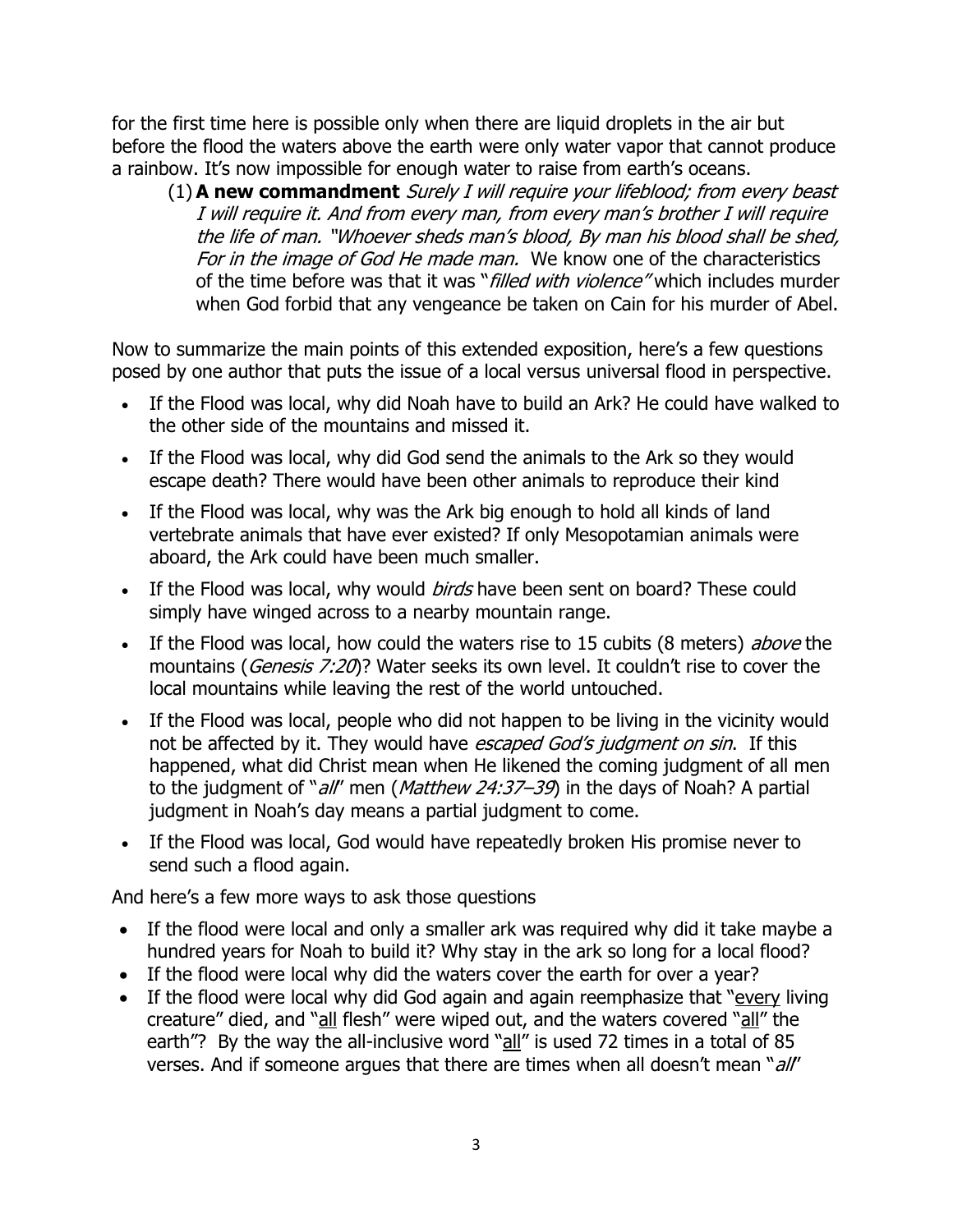for the first time here is possible only when there are liquid droplets in the air but before the flood the waters above the earth were only water vapor that cannot produce a rainbow. It's now impossible for enough water to raise from earth's oceans.

(1) **A new commandment** *Surely I will require your lifeblood; from every beast I will require it. And from every man, from every man's brother I will require the life of man. "Whoever sheds man's blood, By man his blood shall be shed, For in the image of God He made man.* We know one of the characteristics of the time before was that it was "*filled with violence"* which includes murder when God forbid that any vengeance be taken on Cain for his murder of Abel.

Now to summarize the main points of this extended exposition, here's a few questions posed by one author that puts the issue of a local versus universal flood in perspective.

- If the Flood was local, why did Noah have to build an Ark? He could have walked to the other side of the mountains and missed it.
- If the Flood was local, why did God send the animals to the Ark so they would escape death? There would have been other animals to reproduce their kind
- If the Flood was local, why was the Ark big enough to hold all kinds of land vertebrate animals that have ever existed? If only Mesopotamian animals were aboard, the Ark could have been much smaller.
- If the Flood was local, why would *birds* have been sent on board? These could simply have winged across to a nearby mountain range.
- If the Flood was local, how could the waters rise to 15 cubits (8 meters) *above* the mountains (*Genesis 7:20*)? Water seeks its own level. It couldn't rise to cover the local mountains while leaving the rest of the world untouched.
- If the Flood was local, people who did not happen to be living in the vicinity would not be affected by it. They would have *escaped God's judgment on sin*. If this happened, what did Christ mean when He likened the coming judgment of all men to the judgment of "*all*" men (*Matthew 24:37–39*) in the days of Noah? A partial judgment in Noah's day means a partial judgment to come.
- If the Flood was local, God would have repeatedly broken His promise never to send such a flood again.

And here's a few more ways to ask those questions

- If the flood were local and only a smaller ark was required why did it take maybe a hundred years for Noah to build it? Why stay in the ark so long for a local flood?
- If the flood were local why did the waters cover the earth for over a year?
- If the flood were local why did God again and again reemphasize that "<u>every</u> living creature" died, and "<u>all</u> flesh" were wiped out, and the waters covered "<u>all</u>" the earth"? By the way the all-inclusive word "<u>all</u>" is used 72 times in a total of 85 verses. And if someone argues that there are times when all doesn't mean "*all*"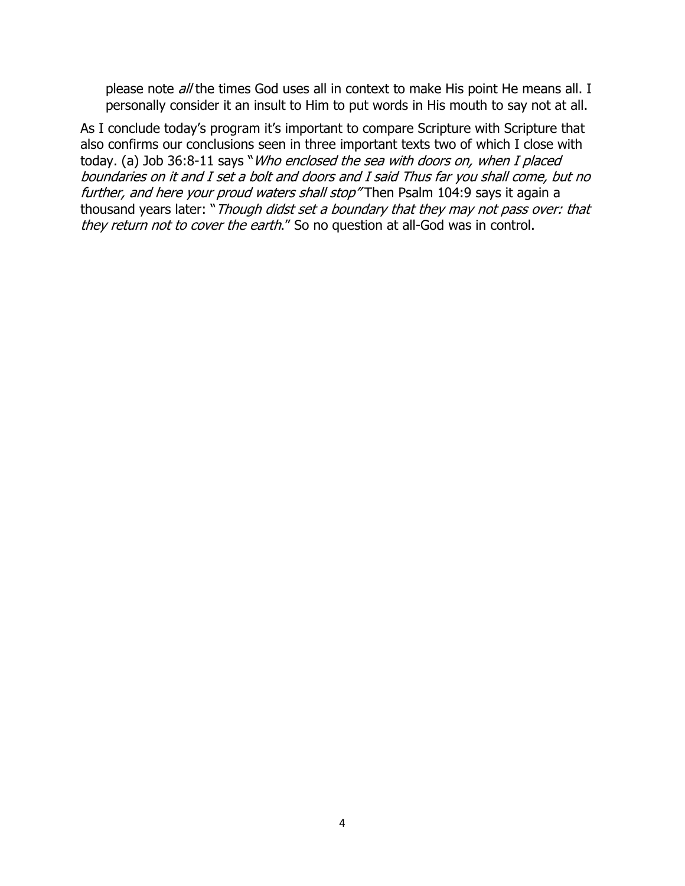please note *all* the times God uses all in context to make His point He means all. I personally consider it an insult to Him to put words in His mouth to say not at all.

As I conclude today's program it's important to compare Scripture with Scripture that also confirms our conclusions seen in three important texts two of which I close with today. (a) Job 36:8-11 says "*Who enclosed the sea with doors on, when I placed boundaries on it and I set a bolt and doors and I said Thus far you shall come, but no further, and here your proud waters shall stop"* Then Psalm 104:9 says it again a thousand years later: "*Though didst set a boundary that they may not pass over: that they return not to cover the earth*." So no question at all-God was in control.